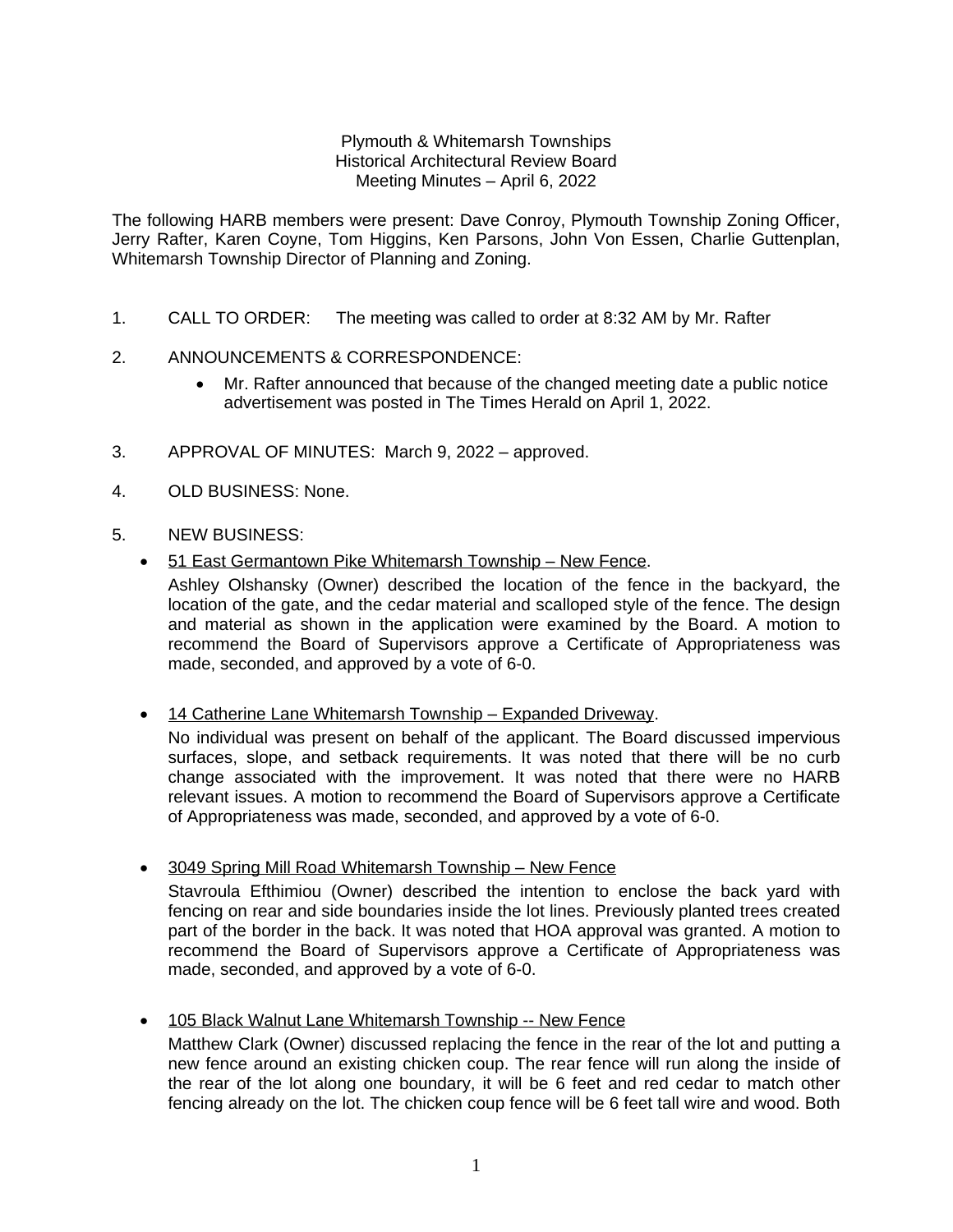Plymouth & Whitemarsh Townships
Historical Architectural Review Board
Meeting Minutes – April 6, 2022

The following HARB members were present: Dave Conroy, Plymouth Township Zoning Officer, Jerry Rafter, Karen Coyne, Tom Higgins, Ken Parsons, John Von Essen, Charlie Guttenplan, Whitemarsh Township Director of Planning and Zoning.

1. CALL TO ORDER: The meeting was called to order at 8:32 AM by Mr. Rafter

2. ANNOUNCEMENTS & CORRESPONDENCE:
   - Mr. Rafter announced that because of the changed meeting date a public notice advertisement was posted in The Times Herald on April 1, 2022.

3. APPROVAL OF MINUTES: March 9, 2022 – approved.

4. OLD BUSINESS: None.

5. NEW BUSINESS:

- <u>51 East Germantown Pike Whitemarsh Township – New Fence</u>.
  Ashley Olshansky (Owner) described the location of the fence in the backyard, the location of the gate, and the cedar material and scalloped style of the fence. The design and material as shown in the application were examined by the Board. A motion to recommend the Board of Supervisors approve a Certificate of Appropriateness was made, seconded, and approved by a vote of 6-0.

- <u>14 Catherine Lane Whitemarsh Township – Expanded Driveway</u>.
  No individual was present on behalf of the applicant. The Board discussed impervious surfaces, slope, and setback requirements. It was noted that there will be no curb change associated with the improvement. It was noted that there were no HARB relevant issues. A motion to recommend the Board of Supervisors approve a Certificate of Appropriateness was made, seconded, and approved by a vote of 6-0.

- <u>3049 Spring Mill Road Whitemarsh Township – New Fence</u>
  Stavroula Efthimiou (Owner) described the intention to enclose the back yard with fencing on rear and side boundaries inside the lot lines. Previously planted trees created part of the border in the back. It was noted that HOA approval was granted. A motion to recommend the Board of Supervisors approve a Certificate of Appropriateness was made, seconded, and approved by a vote of 6-0.

- <u>105 Black Walnut Lane Whitemarsh Township -- New Fence</u>
  Matthew Clark (Owner) discussed replacing the fence in the rear of the lot and putting a new fence around an existing chicken coup. The rear fence will run along the inside of the rear of the lot along one boundary, it will be 6 feet and red cedar to match other fencing already on the lot. The chicken coup fence will be 6 feet tall wire and wood. Both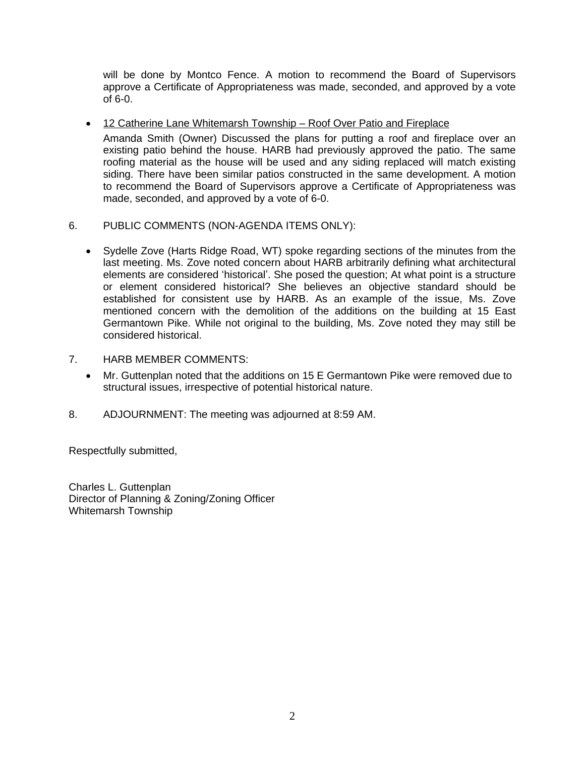will be done by Montco Fence. A motion to recommend the Board of Supervisors approve a Certificate of Appropriateness was made, seconded, and approved by a vote of 6-0.

- <u>12 Catherine Lane Whitemarsh Township – Roof Over Patio and Fireplace</u>

  Amanda Smith (Owner) Discussed the plans for putting a roof and fireplace over an existing patio behind the house. HARB had previously approved the patio. The same roofing material as the house will be used and any siding replaced will match existing siding. There have been similar patios constructed in the same development. A motion to recommend the Board of Supervisors approve a Certificate of Appropriateness was made, seconded, and approved by a vote of 6-0.

6. PUBLIC COMMENTS (NON-AGENDA ITEMS ONLY):

   - Sydelle Zove (Harts Ridge Road, WT) spoke regarding sections of the minutes from the last meeting. Ms. Zove noted concern about HARB arbitrarily defining what architectural elements are considered 'historical'. She posed the question; At what point is a structure or element considered historical? She believes an objective standard should be established for consistent use by HARB. As an example of the issue, Ms. Zove mentioned concern with the demolition of the additions on the building at 15 East Germantown Pike. While not original to the building, Ms. Zove noted they may still be considered historical.

7. HARB MEMBER COMMENTS:

   - Mr. Guttenplan noted that the additions on 15 E Germantown Pike were removed due to structural issues, irrespective of potential historical nature.

8. ADJOURNMENT: The meeting was adjourned at 8:59 AM.

Respectfully submitted,

Charles L. Guttenplan
Director of Planning & Zoning/Zoning Officer
Whitemarsh Township